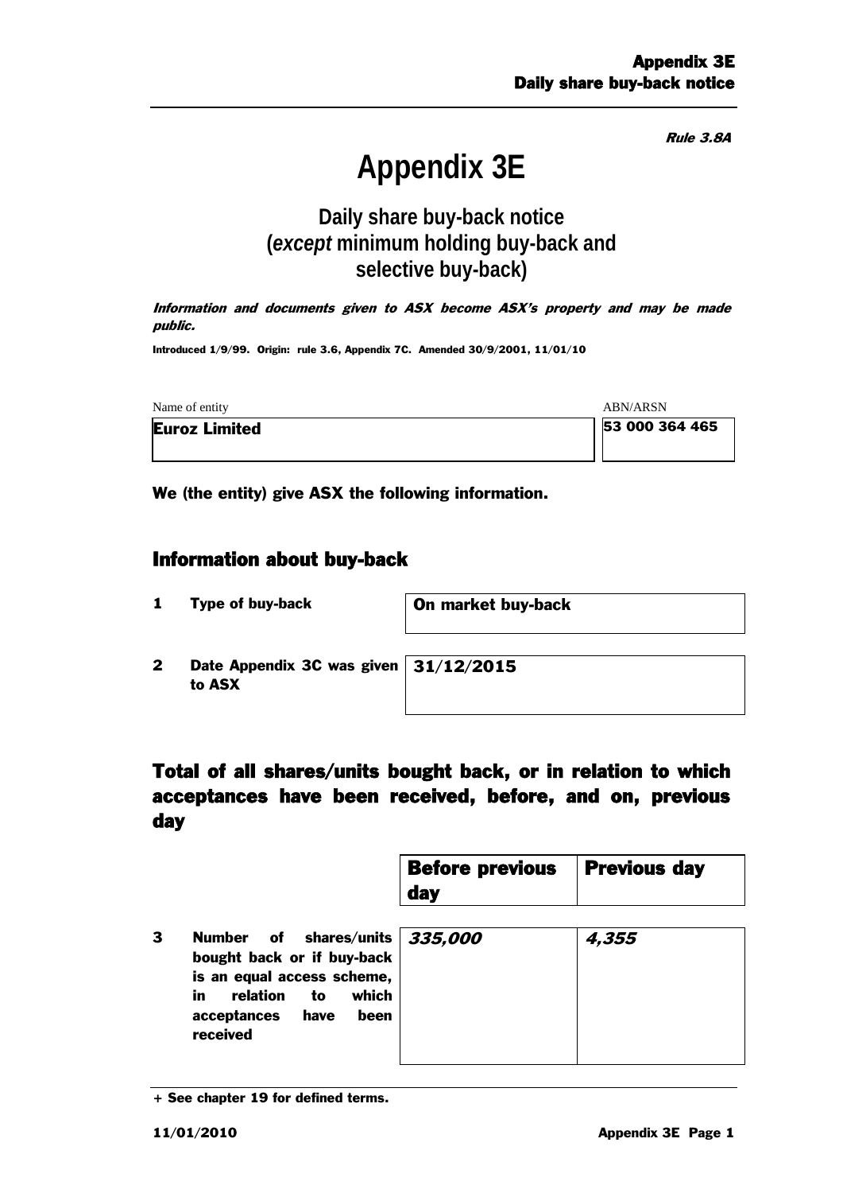*Rule 3.8A*

# Appendix 3E

## Daily share buy-back notice (*except* minimum holding buy-back and selective buy-back)

***Information and documents given to ASX become ASX's property and may be made public.***

**Introduced 1/9/99. Origin: rule 3.6, Appendix 7C. Amended 30/9/2001, 11/01/10**

| Name of entity | ABN/ARSN |
|---|---|
| **Euroz Limited** | **53 000 364 465** |

**We (the entity) give ASX the following information.**

## Information about buy-back

| | | |
|---|---|---|
| **1** | **Type of buy-back** | **On market buy-back** |
| **2** | **Date Appendix 3C was given to ASX** | **31/12/2015** |

## Total of all shares/units bought back, or in relation to which acceptances have been received, before, and on, previous day

| | | Before previous day | Previous day |
|---|---|---|---|
| **3** | **Number of shares/units bought back or if buy-back is an equal access scheme, in relation to which acceptances have been received** | ***335,000*** | ***4,355*** |

**+ See chapter 19 for defined terms.**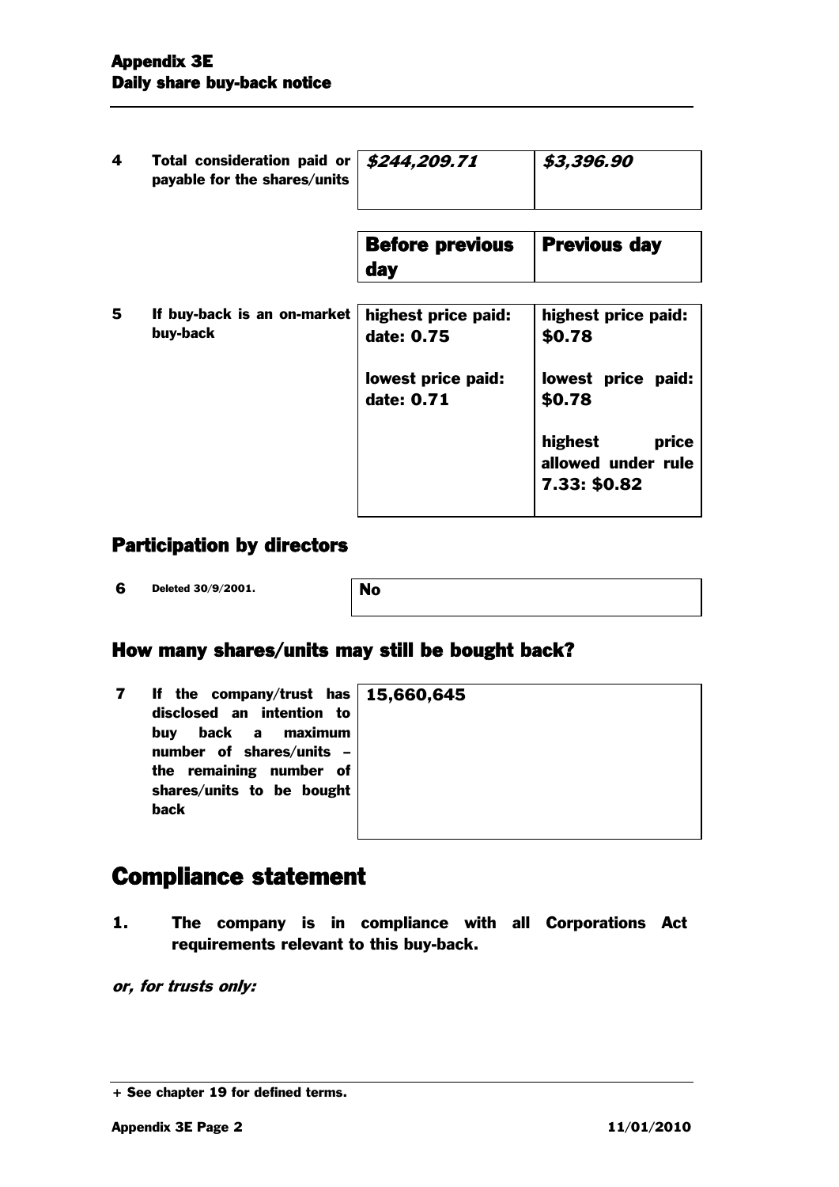| | | | |
|---|---|---|---|
| 4 | Total consideration paid or payable for the shares/units | *$244,209.71* | *$3,396.90* |

| | | Before previous day | Previous day |
|---|---|---|---|
| 5 | If buy-back is an on-market buy-back | highest price paid: date: 0.75<br><br>lowest price paid: date: 0.71 | highest price paid: $0.78<br><br>lowest price paid: $0.78<br><br>highest price allowed under rule 7.33: $0.82 |

## Participation by directors

| | | |
|---|---|---|
| 6 | Deleted 30/9/2001. | No |

## How many shares/units may still be bought back?

| | | |
|---|---|---|
| 7 | If the company/trust has disclosed an intention to buy back a maximum number of shares/units – the remaining number of shares/units to be bought back | 15,660,645 |

# Compliance statement

**1. The company is in compliance with all Corporations Act requirements relevant to this buy-back.**

***or, for trusts only:***

+ See chapter 19 for defined terms.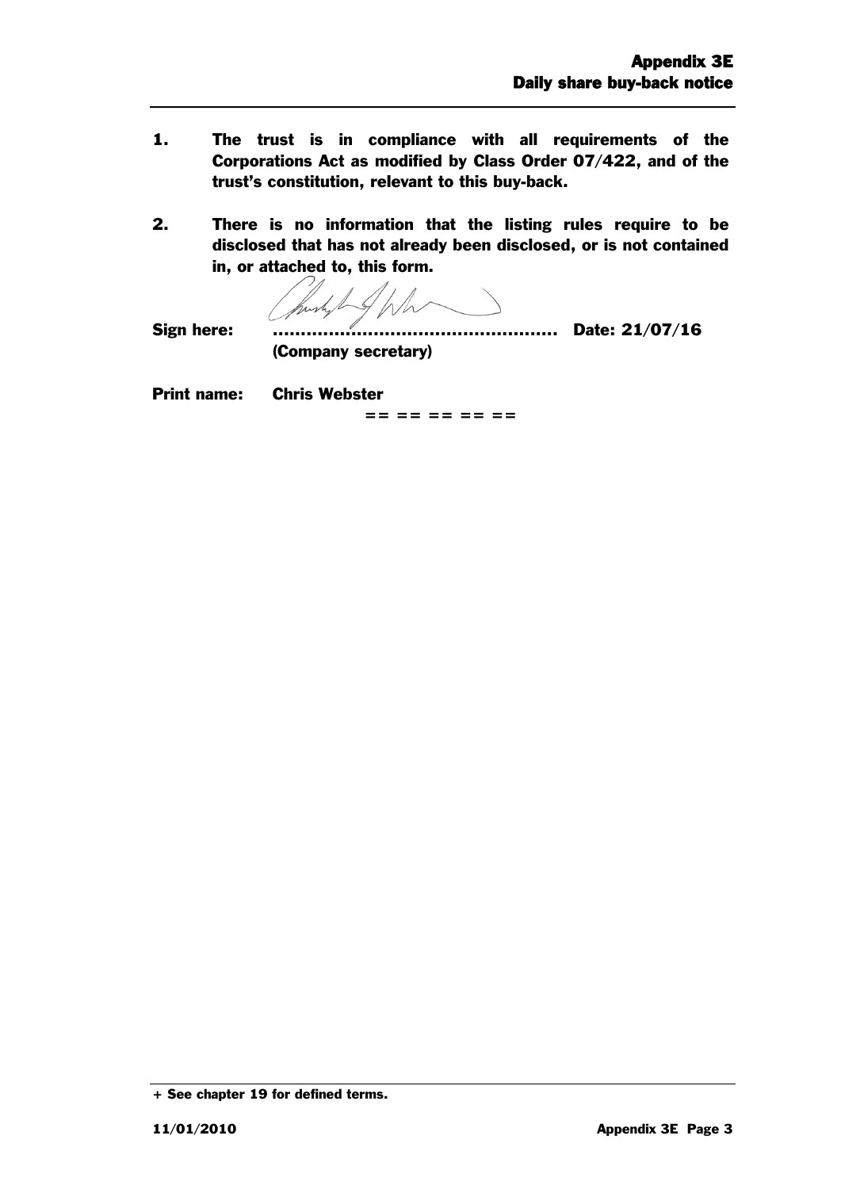1. **The trust is in compliance with all requirements of the Corporations Act as modified by Class Order 07/422, and of the trust's constitution, relevant to this buy-back.**

2. **There is no information that the listing rules require to be disclosed that has not already been disclosed, or is not contained in, or attached to, this form.**

**Sign here:** .................................................. **Date: 21/07/16**
**(Company secretary)**

**Print name:** **Chris Webster**

== == == == ==

+ See chapter 19 for defined terms.